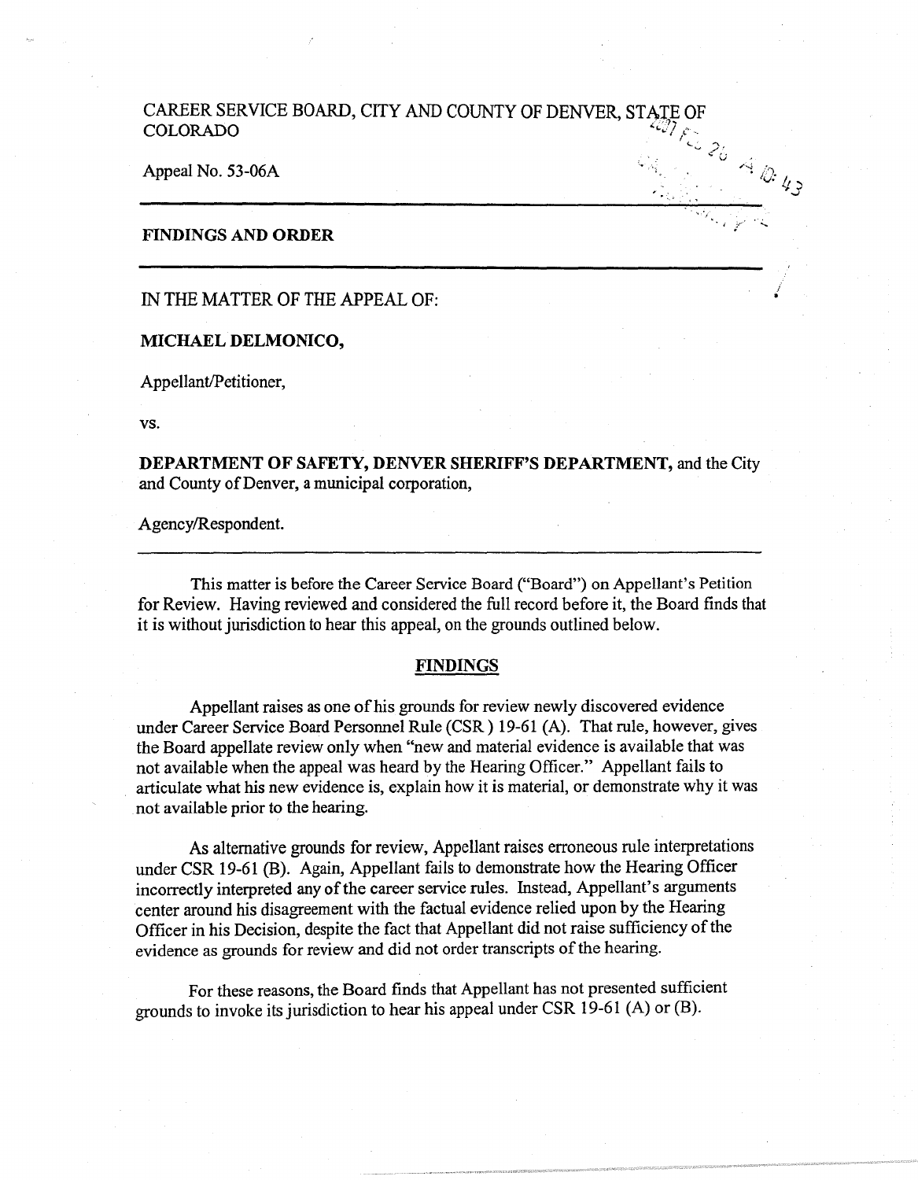CAREER SERVICE BOARD, CITY AND COUNTY OF DENVER, STATE OF COLORADO

Appeal No. 53-06A

---

**FINDINGS AND ORDER**

---

IN THE MATTER OF THE APPEAL OF:

**MICHAEL DELMONICO,**

Appellant/Petitioner,

vs.

**DEPARTMENT OF SAFETY, DENVER SHERIFF'S DEPARTMENT,** and the City and County of Denver, a municipal corporation,

Agency/Respondent.

---

This matter is before the Career Service Board ("Board") on Appellant's Petition for Review. Having reviewed and considered the full record before it, the Board finds that it is without jurisdiction to hear this appeal, on the grounds outlined below.

## FINDINGS

Appellant raises as one of his grounds for review newly discovered evidence under Career Service Board Personnel Rule (CSR) 19-61 (A). That rule, however, gives the Board appellate review only when "new and material evidence is available that was not available when the appeal was heard by the Hearing Officer." Appellant fails to articulate what his new evidence is, explain how it is material, or demonstrate why it was not available prior to the hearing.

As alternative grounds for review, Appellant raises erroneous rule interpretations under CSR 19-61 (B). Again, Appellant fails to demonstrate how the Hearing Officer incorrectly interpreted any of the career service rules. Instead, Appellant's arguments center around his disagreement with the factual evidence relied upon by the Hearing Officer in his Decision, despite the fact that Appellant did not raise sufficiency of the evidence as grounds for review and did not order transcripts of the hearing.

For these reasons, the Board finds that Appellant has not presented sufficient grounds to invoke its jurisdiction to hear his appeal under CSR 19-61 (A) or (B).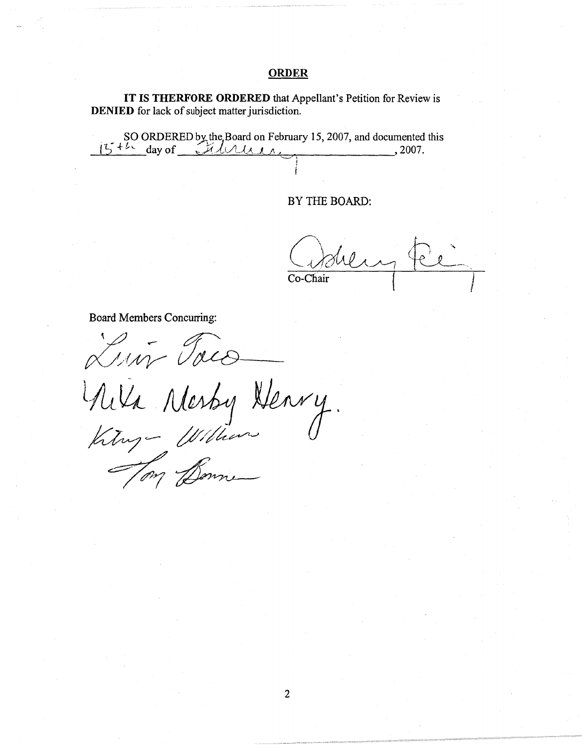## ORDER

**IT IS THERFORE ORDERED** that Appellant's Petition for Review is **DENIED** for lack of subject matter jurisdiction.

SO ORDERED by the Board on February 15, 2007, and documented this 15th day of February, 2007.

BY THE BOARD:

Co-Chair

Board Members Concurring: